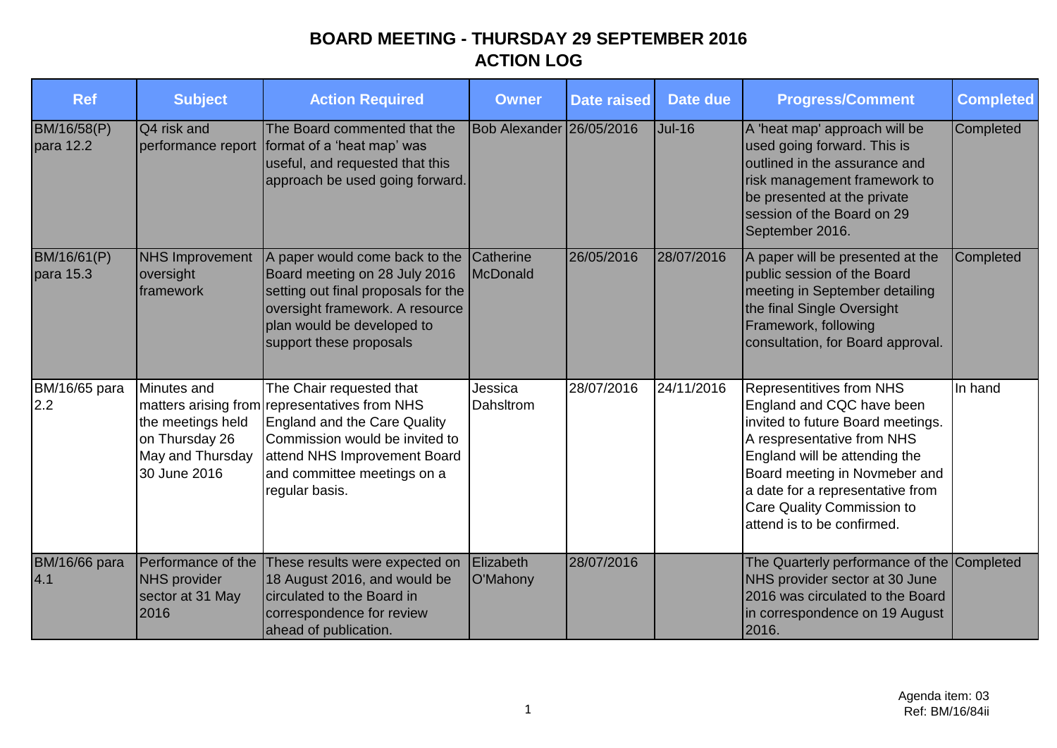# BOARD MEETING - THURSDAY 29 SEPTEMBER 2016
## ACTION LOG

| Ref | Subject | Action Required | Owner | Date raised | Date due | Progress/Comment | Completed |
|---|---|---|---|---|---|---|---|
| BM/16/58(P) para 12.2 | Q4 risk and performance report | The Board commented that the format of a 'heat map' was useful, and requested that this approach be used going forward. | Bob Alexander | 26/05/2016 | Jul-16 | A 'heat map' approach will be used going forward. This is outlined in the assurance and risk management framework to be presented at the private session of the Board on 29 September 2016. | Completed |
| BM/16/61(P) para 15.3 | NHS Improvement oversight framework | A paper would come back to the Board meeting on 28 July 2016 setting out final proposals for the oversight framework. A resource plan would be developed to support these proposals | Catherine McDonald | 26/05/2016 | 28/07/2016 | A paper will be presented at the public session of the Board meeting in September detailing the final Single Oversight Framework, following consultation, for Board approval. | Completed |
| BM/16/65 para 2.2 | Minutes and matters arising from the meetings held on Thursday 26 May and Thursday 30 June 2016 | The Chair requested that representatives from NHS England and the Care Quality Commission would be invited to attend NHS Improvement Board and committee meetings on a regular basis. | Jessica Dahlstrom | 28/07/2016 | 24/11/2016 | Representitives from NHS England and CQC have been invited to future Board meetings. A respresentative from NHS England will be attending the Board meeting in Novmeber and a date for a representative from Care Quality Commission to attend is to be confirmed. | In hand |
| BM/16/66 para 4.1 | Performance of the NHS provider sector at 31 May 2016 | These results were expected on 18 August 2016, and would be circulated to the Board in correspondence for review ahead of publication. | Elizabeth O'Mahony | 28/07/2016 | | The Quarterly performance of the NHS provider sector at 30 June 2016 was circulated to the Board in correspondence on 19 August 2016. | Completed |

Agenda item: 03
Ref: BM/16/84ii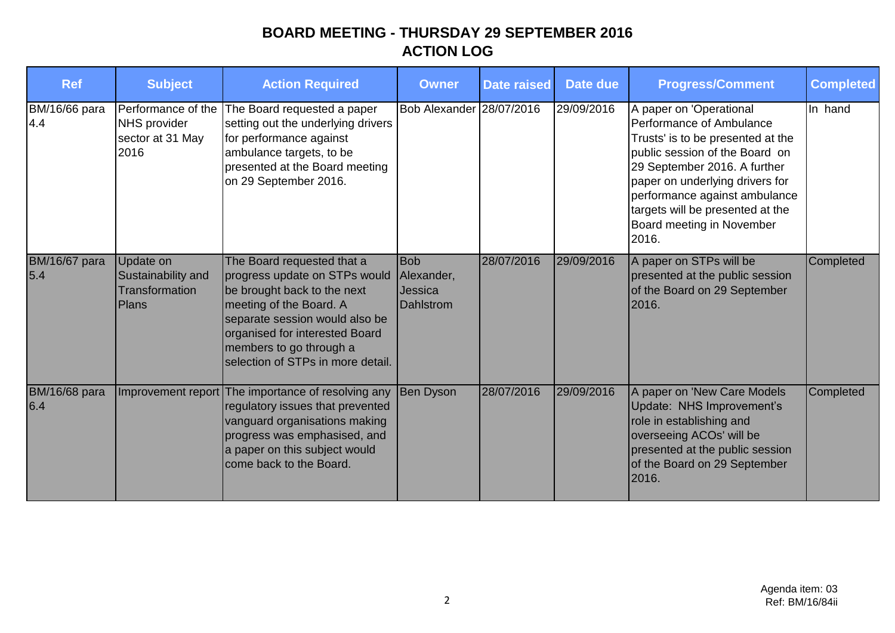# BOARD MEETING - THURSDAY 29 SEPTEMBER 2016

## ACTION LOG

| Ref | Subject | Action Required | Owner | Date raised | Date due | Progress/Comment | Completed |
|---|---|---|---|---|---|---|---|
| BM/16/66 para 4.4 | Performance of the NHS provider sector at 31 May 2016 | The Board requested a paper setting out the underlying drivers for performance against ambulance targets, to be presented at the Board meeting on 29 September 2016. | Bob Alexander | 28/07/2016 | 29/09/2016 | A paper on 'Operational Performance of Ambulance Trusts' is to be presented at the public session of the Board on 29 September 2016. A further paper on underlying drivers for performance against ambulance targets will be presented at the Board meeting in November 2016. | In hand |
| BM/16/67 para 5.4 | Update on Sustainability and Transformation Plans | The Board requested that a progress update on STPs would be brought back to the next meeting of the Board. A separate session would also be organised for interested Board members to go through a selection of STPs in more detail. | Bob Alexander, Jessica Dahlstrom | 28/07/2016 | 29/09/2016 | A paper on STPs will be presented at the public session of the Board on 29 September 2016. | Completed |
| BM/16/68 para 6.4 | Improvement report | The importance of resolving any regulatory issues that prevented vanguard organisations making progress was emphasised, and a paper on this subject would come back to the Board. | Ben Dyson | 28/07/2016 | 29/09/2016 | A paper on 'New Care Models Update: NHS Improvement's role in establishing and overseeing ACOs' will be presented at the public session of the Board on 29 September 2016. | Completed |

Agenda item: 03
Ref: BM/16/84ii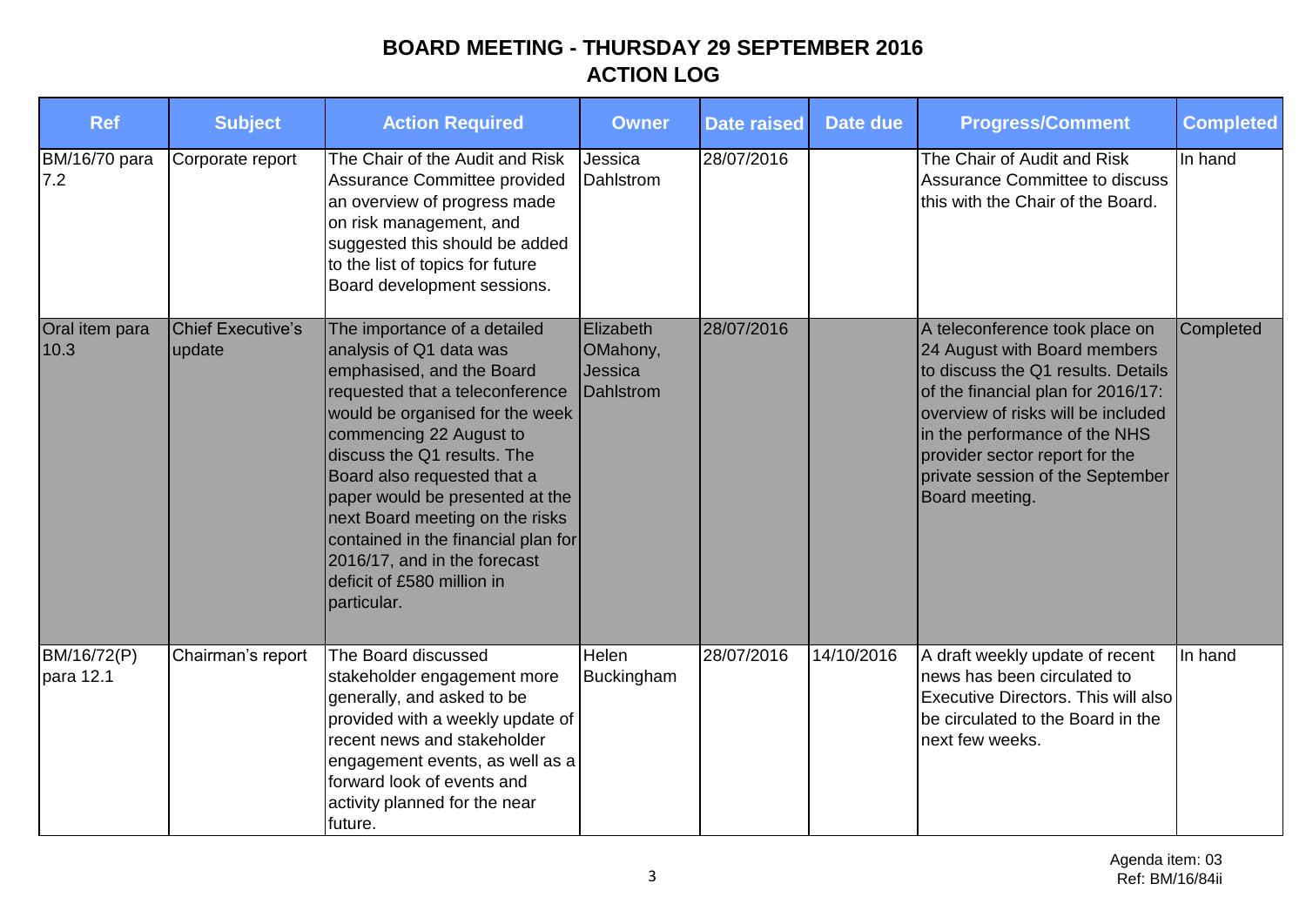# BOARD MEETING - THURSDAY 29 SEPTEMBER 2016
## ACTION LOG

| Ref | Subject | Action Required | Owner | Date raised | Date due | Progress/Comment | Completed |
|---|---|---|---|---|---|---|---|
| BM/16/70 para 7.2 | Corporate report | The Chair of the Audit and Risk Assurance Committee provided an overview of progress made on risk management, and suggested this should be added to the list of topics for future Board development sessions. | Jessica Dahlstrom | 28/07/2016 | | The Chair of Audit and Risk Assurance Committee to discuss this with the Chair of the Board. | In hand |
| Oral item para 10.3 | Chief Executive's update | The importance of a detailed analysis of Q1 data was emphasised, and the Board requested that a teleconference would be organised for the week commencing 22 August to discuss the Q1 results. The Board also requested that a paper would be presented at the next Board meeting on the risks contained in the financial plan for 2016/17, and in the forecast deficit of £580 million in particular. | Elizabeth OMahony, Jessica Dahlstrom | 28/07/2016 | | A teleconference took place on 24 August with Board members to discuss the Q1 results. Details of the financial plan for 2016/17: overview of risks will be included in the performance of the NHS provider sector report for the private session of the September Board meeting. | Completed |
| BM/16/72(P) para 12.1 | Chairman's report | The Board discussed stakeholder engagement more generally, and asked to be provided with a weekly update of recent news and stakeholder engagement events, as well as a forward look of events and activity planned for the near future. | Helen Buckingham | 28/07/2016 | 14/10/2016 | A draft weekly update of recent news has been circulated to Executive Directors. This will also be circulated to the Board in the next few weeks. | In hand |

Agenda item: 03
Ref: BM/16/84ii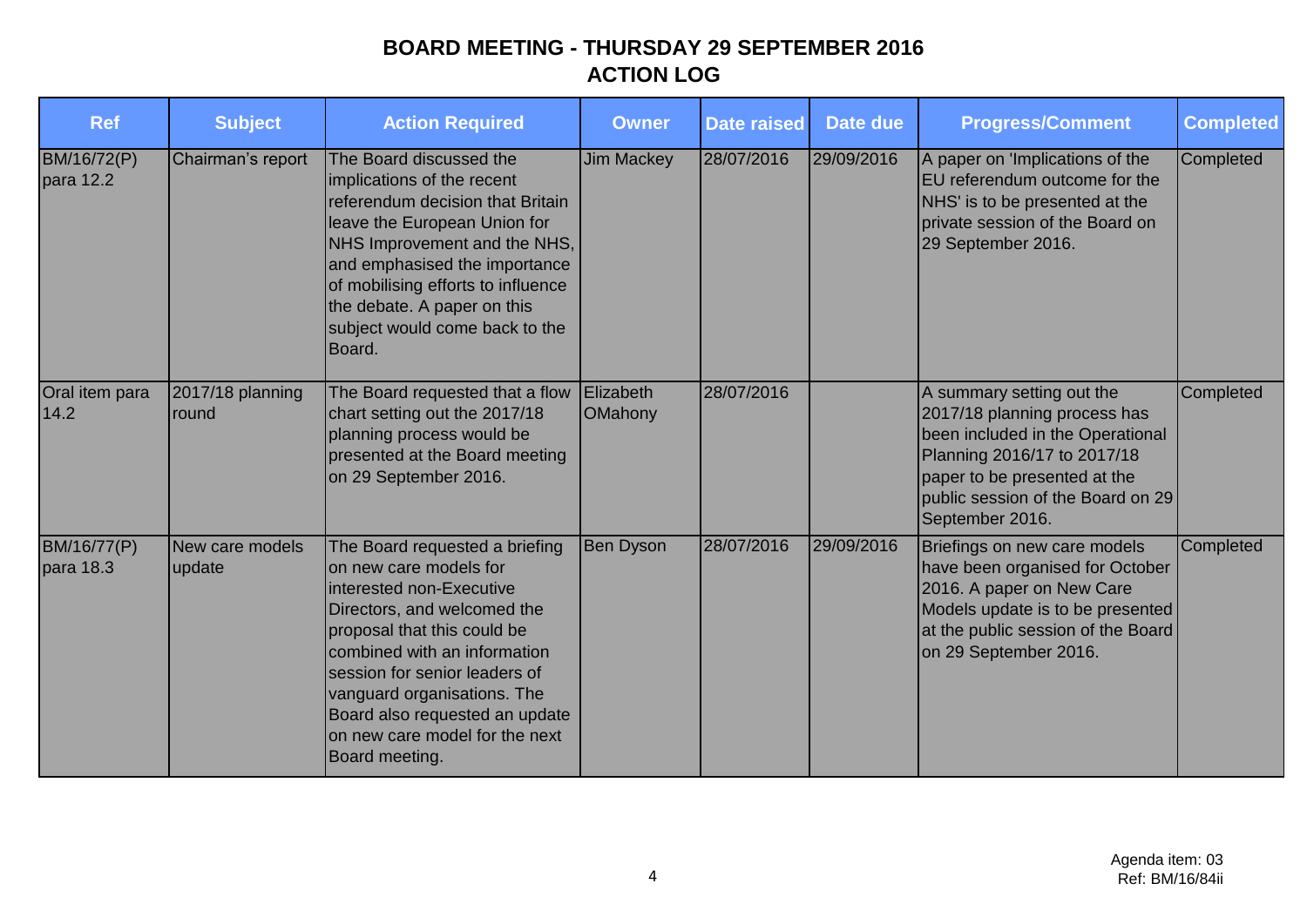# BOARD MEETING - THURSDAY 29 SEPTEMBER 2016
# ACTION LOG

| Ref | Subject | Action Required | Owner | Date raised | Date due | Progress/Comment | Completed |
|---|---|---|---|---|---|---|---|
| BM/16/72(P) para 12.2 | Chairman's report | The Board discussed the implications of the recent referendum decision that Britain leave the European Union for NHS Improvement and the NHS, and emphasised the importance of mobilising efforts to influence the debate. A paper on this subject would come back to the Board. | Jim Mackey | 28/07/2016 | 29/09/2016 | A paper on 'Implications of the EU referendum outcome for the NHS' is to be presented at the private session of the Board on 29 September 2016. | Completed |
| Oral item para 14.2 | 2017/18 planning round | The Board requested that a flow chart setting out the 2017/18 planning process would be presented at the Board meeting on 29 September 2016. | Elizabeth OMahony | 28/07/2016 | | A summary setting out the 2017/18 planning process has been included in the Operational Planning 2016/17 to 2017/18 paper to be presented at the public session of the Board on 29 September 2016. | Completed |
| BM/16/77(P) para 18.3 | New care models update | The Board requested a briefing on new care models for interested non-Executive Directors, and welcomed the proposal that this could be combined with an information session for senior leaders of vanguard organisations. The Board also requested an update on new care model for the next Board meeting. | Ben Dyson | 28/07/2016 | 29/09/2016 | Briefings on new care models have been organised for October 2016. A paper on New Care Models update is to be presented at the public session of the Board on 29 September 2016. | Completed |

Agenda item: 03
Ref: BM/16/84ii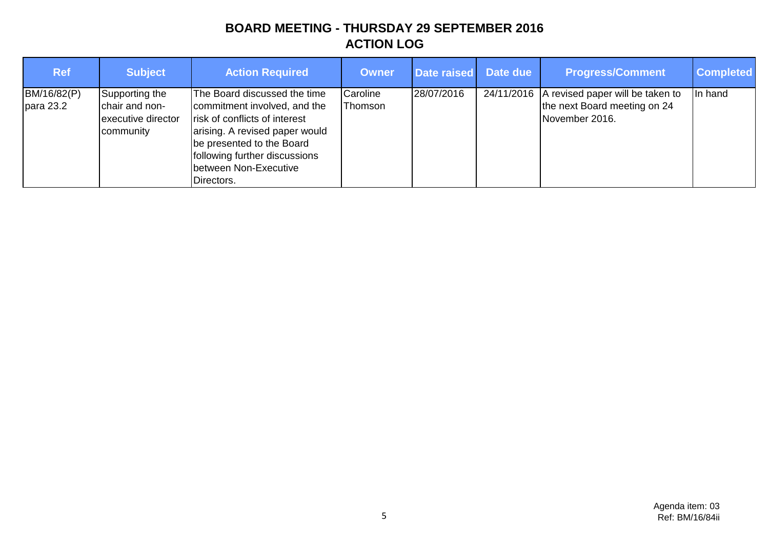# BOARD MEETING - THURSDAY 29 SEPTEMBER 2016
# ACTION LOG

| Ref | Subject | Action Required | Owner | Date raised | Date due | Progress/Comment | Completed |
|---|---|---|---|---|---|---|---|
| BM/16/82(P) para 23.2 | Supporting the chair and non-executive director community | The Board discussed the time commitment involved, and the risk of conflicts of interest arising. A revised paper would be presented to the Board following further discussions between Non-Executive Directors. | Caroline Thomson | 28/07/2016 | 24/11/2016 | A revised paper will be taken to the next Board meeting on 24 November 2016. | In hand |

Agenda item: 03
Ref: BM/16/84ii